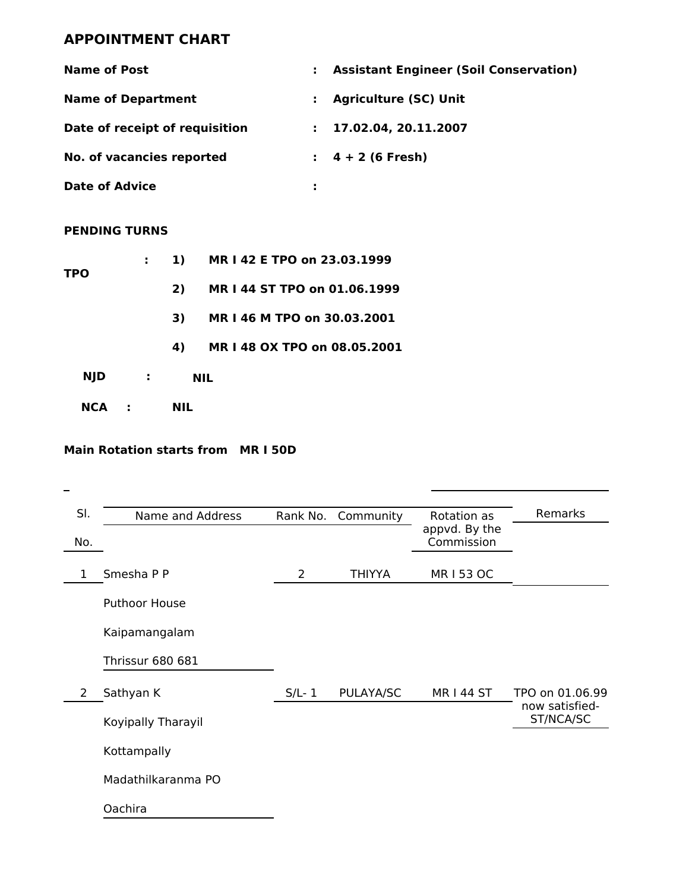## APPOINTMENT CHART

**Name of Post** : **Assistant Engineer (Soil Conservation)**

**Name of Department** : **Agriculture (SC) Unit**

**Date of receipt of requisition** : **17.02.04, 20.11.2007**

**No. of vacancies reported** : **4 + 2 (6 Fresh)**

**Date of Advice** :

### PENDING TURNS

**TPO** :

1) **MR I 42 E TPO on 23.03.1999**
2) **MR I 44 ST TPO on 01.06.1999**
3) **MR I 46 M TPO on 30.03.2001**
4) **MR I 48 OX TPO on 08.05.2001**

**NJD** : **NIL**

**NCA** : **NIL**

**Main Rotation starts from MR I 50D**

| Sl. No. | Name and Address | Rank No. | Community | Rotation as appvd. By the Commission | Remarks |
|---|---|---|---|---|---|
| 1 | Smesha P P<br>Puthoor House<br>Kaipamangalam<br>Thrissur 680 681 | 2 | THIYYA | MR I 53 OC | |
| 2 | Sathyan K<br>Koyipally Tharayil<br>Kottampally<br>Madathilkaranma PO<br>Oachira | S/L- 1 | PULAYA/SC | MR I 44 ST | TPO on 01.06.99 now satisfied- ST/NCA/SC |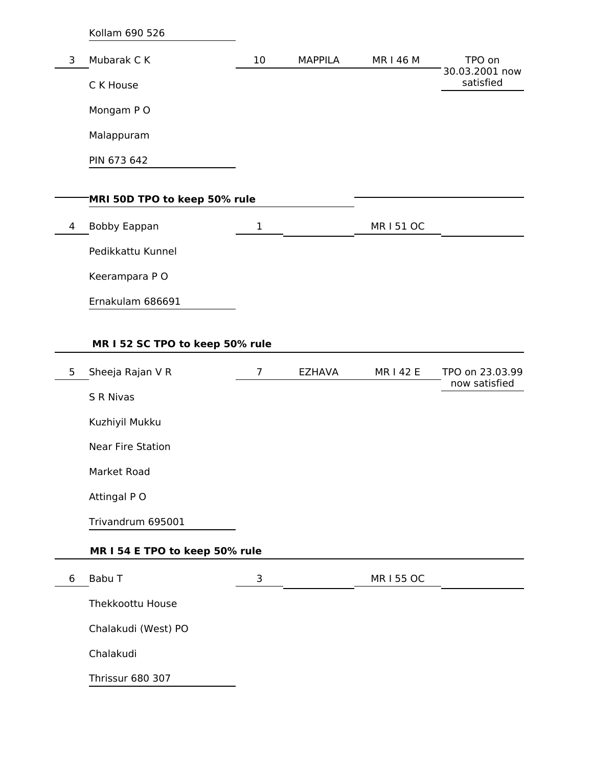| | | | | | |
|---|---|---|---|---|---|
| | Kollam 690 526 | | | | |
| 3 | Mubarak C K<br>C K House<br>Mongam P O<br>Malappuram<br>PIN 673 642 | 10 | MAPPILA | MR I 46 M | TPO on 30.03.2001 now satisfied |
| | **MRI 50D TPO to keep 50% rule** | | | | |
| 4 | Bobby Eappan<br>Pedikkattu Kunnel<br>Keerampara P O<br>Ernakulam 686691 | 1 | | MR I 51 OC | |
| | **MR I 52 SC TPO to keep 50% rule** | | | | |
| 5 | Sheeja Rajan V R<br>S R Nivas<br>Kuzhiyil Mukku<br>Near Fire Station<br>Market Road<br>Attingal P O<br>Trivandrum 695001 | 7 | EZHAVA | MR I 42 E | TPO on 23.03.99 now satisfied |
| | **MR I 54 E TPO to keep 50% rule** | | | | |
| 6 | Babu T<br>Thekkoottu House<br>Chalakudi (West) PO<br>Chalakudi<br>Thrissur 680 307 | 3 | | MR I 55 OC | |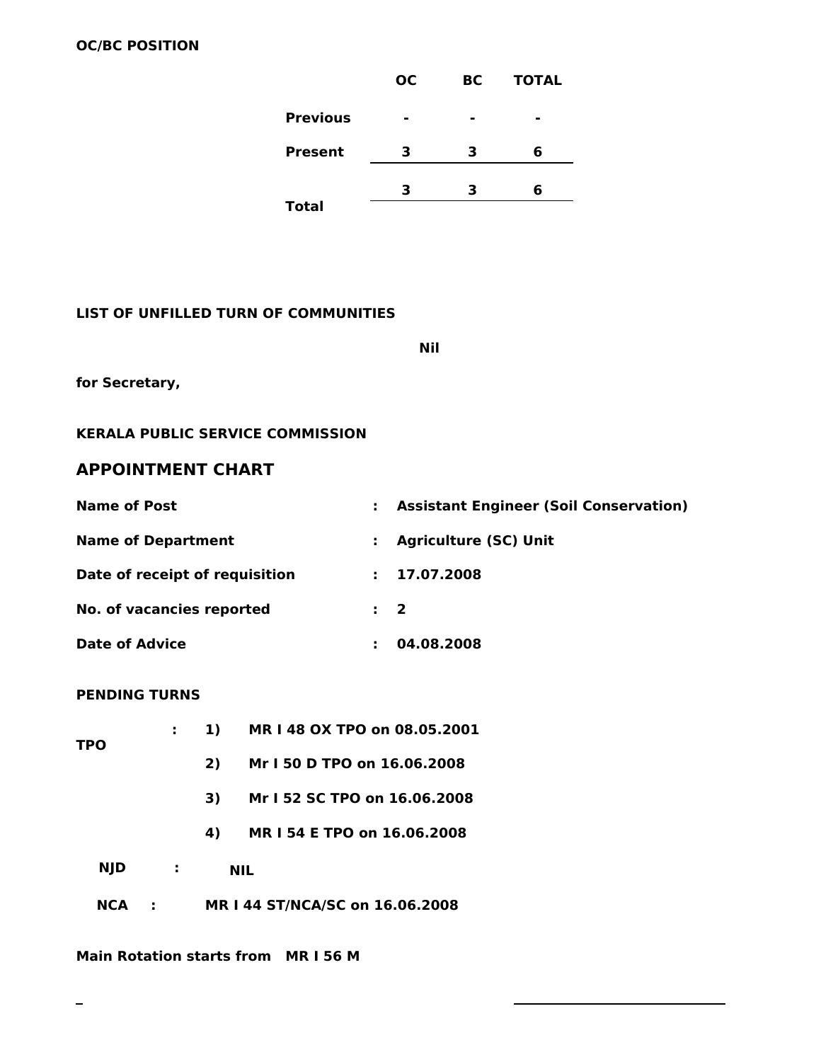**OC/BC POSITION**

| | OC | BC | TOTAL |
|---|---|---|---|
| **Previous** | - | - | - |
| **Present** | 3 | 3 | 6 |
| **Total** | 3 | 3 | 6 |

**LIST OF UNFILLED TURN OF COMMUNITIES**

**Nil**

**for Secretary,**

**KERALA PUBLIC SERVICE COMMISSION**

## APPOINTMENT CHART

| | | |
|---|---|---|
| **Name of Post** | : | **Assistant Engineer (Soil Conservation)** |
| **Name of Department** | : | **Agriculture (SC) Unit** |
| **Date of receipt of requisition** | : | **17.07.2008** |
| **No. of vacancies reported** | : | **2** |
| **Date of Advice** | : | **04.08.2008** |

**PENDING TURNS**

**TPO** :
1) **MR I 48 OX TPO on 08.05.2001**
2) **Mr I 50 D TPO on 16.06.2008**
3) **Mr I 52 SC TPO on 16.06.2008**
4) **MR I 54 E TPO on 16.06.2008**

**NJD** : **NIL**

**NCA** : **MR I 44 ST/NCA/SC on 16.06.2008**

**Main Rotation starts from MR I 56 M**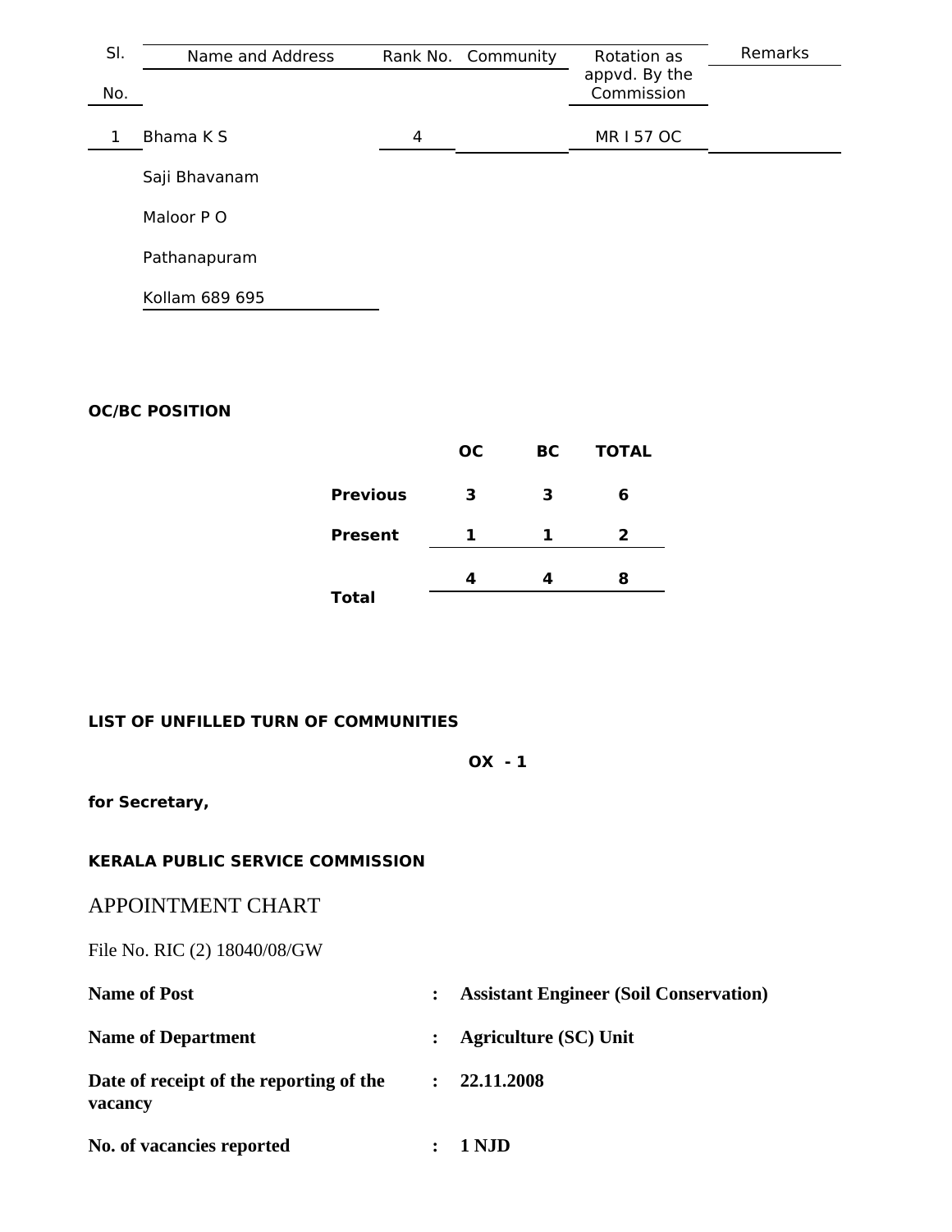| Sl. No. | Name and Address | Rank No. | Community | Rotation as appvd. By the Commission | Remarks |
|---|---|---|---|---|---|
| 1 | Bhama K S<br>Saji Bhavanam<br>Maloor P O<br>Pathanapuram<br>Kollam 689 695 | 4 | | MR I 57 OC | |

**OC/BC POSITION**

| | OC | BC | TOTAL |
|---|---|---|---|
| **Previous** | **3** | **3** | **6** |
| **Present** | **1** | **1** | **2** |
| **Total** | **4** | **4** | **8** |

**LIST OF UNFILLED TURN OF COMMUNITIES**

**OX - 1**

**for Secretary,**

**KERALA PUBLIC SERVICE COMMISSION**

APPOINTMENT CHART

File No. RIC (2) 18040/08/GW

**Name of Post** : **Assistant Engineer (Soil Conservation)**

**Name of Department** : **Agriculture (SC) Unit**

**Date of receipt of the reporting of the vacancy** : **22.11.2008**

**No. of vacancies reported** : **1 NJD**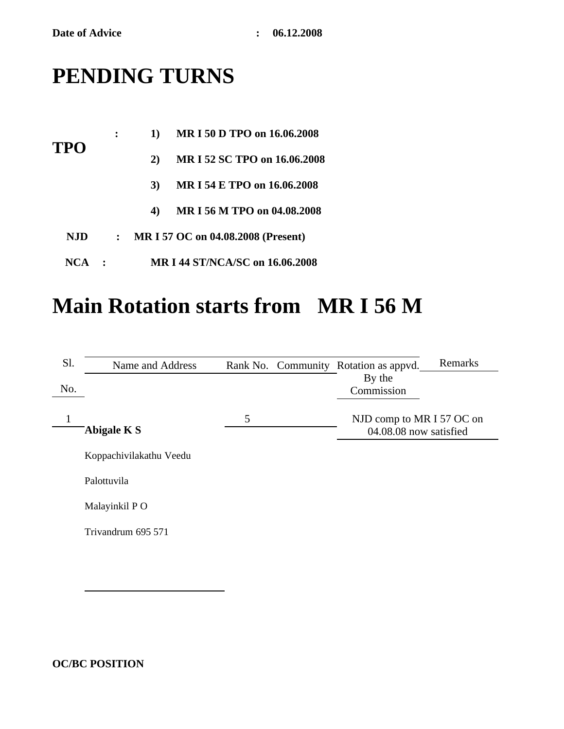**Date of Advice** : **06.12.2008**

# PENDING TURNS

**TPO** :
1) **MR I 50 D TPO on 16.06.2008**
2) **MR I 52 SC TPO on 16.06.2008**
3) **MR I 54 E TPO on 16.06.2008**
4) **MR I 56 M TPO on 04.08.2008**

**NJD** : **MR I 57 OC on 04.08.2008 (Present)**

**NCA** : **MR I 44 ST/NCA/SC on 16.06.2008**

# Main Rotation starts from MR I 56 M

| Sl. No. | Name and Address | Rank No. | Community | Rotation as appvd. By the Commission | Remarks |
|---|---|---|---|---|---|
| 1 | **Abigale K S**<br>Koppachivilakathu Veedu<br>Palottuvila<br>Malayinkil P O<br>Trivandrum 695 571 | 5 | | NJD comp to MR I 57 OC on 04.08.08 now satisfied | |

**OC/BC POSITION**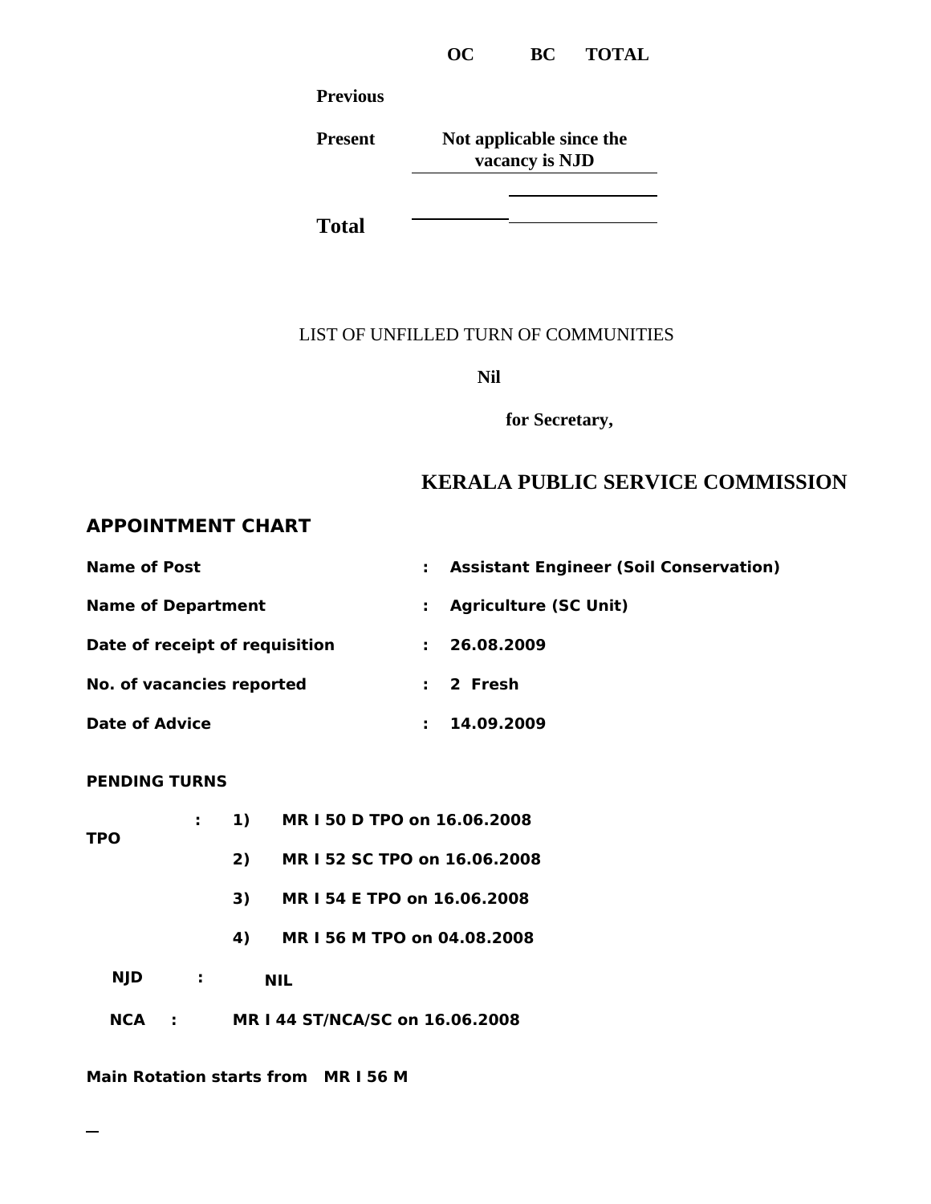| | OC | BC | TOTAL |
|---|---|---|---|
| **Previous** | | | |
| **Present** | **Not applicable since the vacancy is NJD** | | |
| **Total** | | | |

LIST OF UNFILLED TURN OF COMMUNITIES

**Nil**

**for Secretary,**

## KERALA PUBLIC SERVICE COMMISSION

## APPOINTMENT CHART

| | | |
|---|---|---|
| **Name of Post** | : | **Assistant Engineer (Soil Conservation)** |
| **Name of Department** | : | **Agriculture (SC Unit)** |
| **Date of receipt of requisition** | : | **26.08.2009** |
| **No. of vacancies reported** | : | **2 Fresh** |
| **Date of Advice** | : | **14.09.2009** |

**PENDING TURNS**

**TPO** :
1) **MR I 50 D TPO on 16.06.2008**
2) **MR I 52 SC TPO on 16.06.2008**
3) **MR I 54 E TPO on 16.06.2008**
4) **MR I 56 M TPO on 04.08.2008**

**NJD** : **NIL**

**NCA** : **MR I 44 ST/NCA/SC on 16.06.2008**

**Main Rotation starts from MR I 56 M**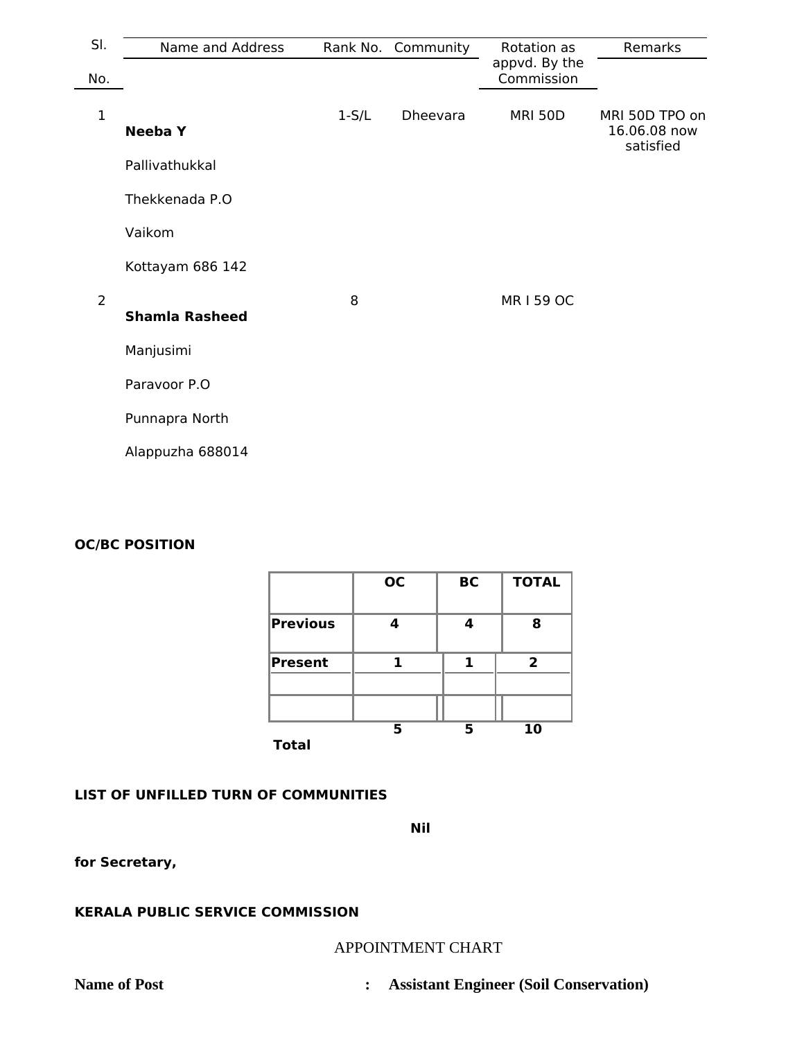| Sl. No. | Name and Address | Rank No. | Community | Rotation as appvd. By the Commission | Remarks |
|---|---|---|---|---|---|
| 1 | **Neeba Y**<br>Pallivathukkal<br>Thekkenada P.O<br>Vaikom<br>Kottayam 686 142 | 1-S/L | Dheevara | MRI 50D | MRI 50D TPO on 16.06.08 now satisfied |
| 2 | **Shamla Rasheed**<br>Manjusimi<br>Paravoor P.O<br>Punnapra North<br>Alappuzha 688014 | 8 | | MR I 59 OC | |

**OC/BC POSITION**

| | OC | BC | TOTAL |
|---|---|---|---|
| **Previous** | **4** | **4** | **8** |
| **Present** | **1** | **1** | **2** |
| | | | |
| **Total** | **5** | **5** | **10** |

**LIST OF UNFILLED TURN OF COMMUNITIES**

**Nil**

**for Secretary,**

**KERALA PUBLIC SERVICE COMMISSION**

APPOINTMENT CHART

**Name of Post** : **Assistant Engineer (Soil Conservation)**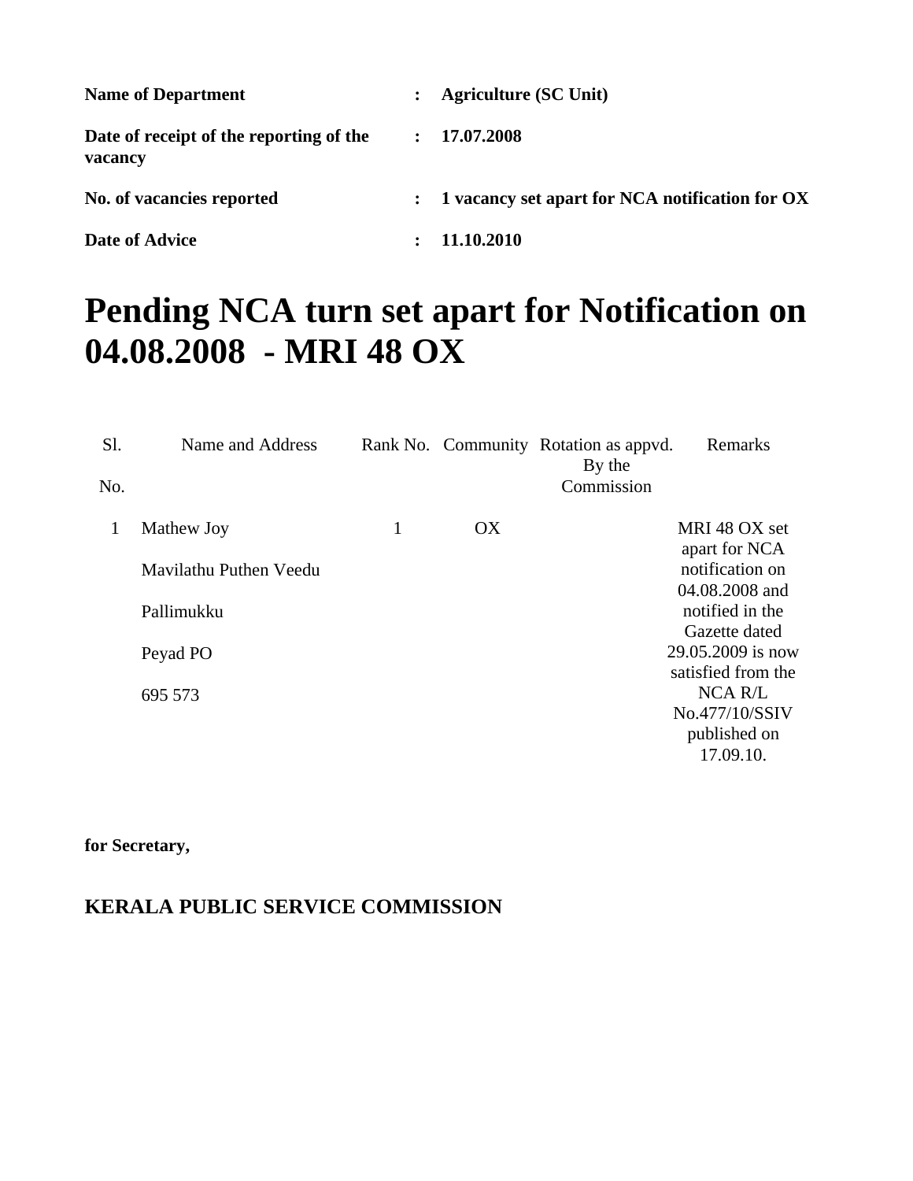| | | |
|---|---|---|
| **Name of Department** | **:** | **Agriculture (SC Unit)** |
| **Date of receipt of the reporting of the vacancy** | **:** | **17.07.2008** |
| **No. of vacancies reported** | **:** | **1 vacancy set apart for NCA notification for OX** |
| **Date of Advice** | **:** | **11.10.2010** |

# Pending NCA turn set apart for Notification on 04.08.2008 - MRI 48 OX

| Sl. No. | Name and Address | Rank No. | Community | Rotation as appvd. By the Commission | Remarks |
|---|---|---|---|---|---|
| 1 | Mathew Joy<br>Mavilathu Puthen Veedu<br>Pallimukku<br>Peyad PO<br>695 573 | 1 | OX | | MRI 48 OX set apart for NCA notification on 04.08.2008 and notified in the Gazette dated 29.05.2009 is now satisfied from the NCA R/L No.477/10/SSIV published on 17.09.10. |

**for Secretary,**

**KERALA PUBLIC SERVICE COMMISSION**